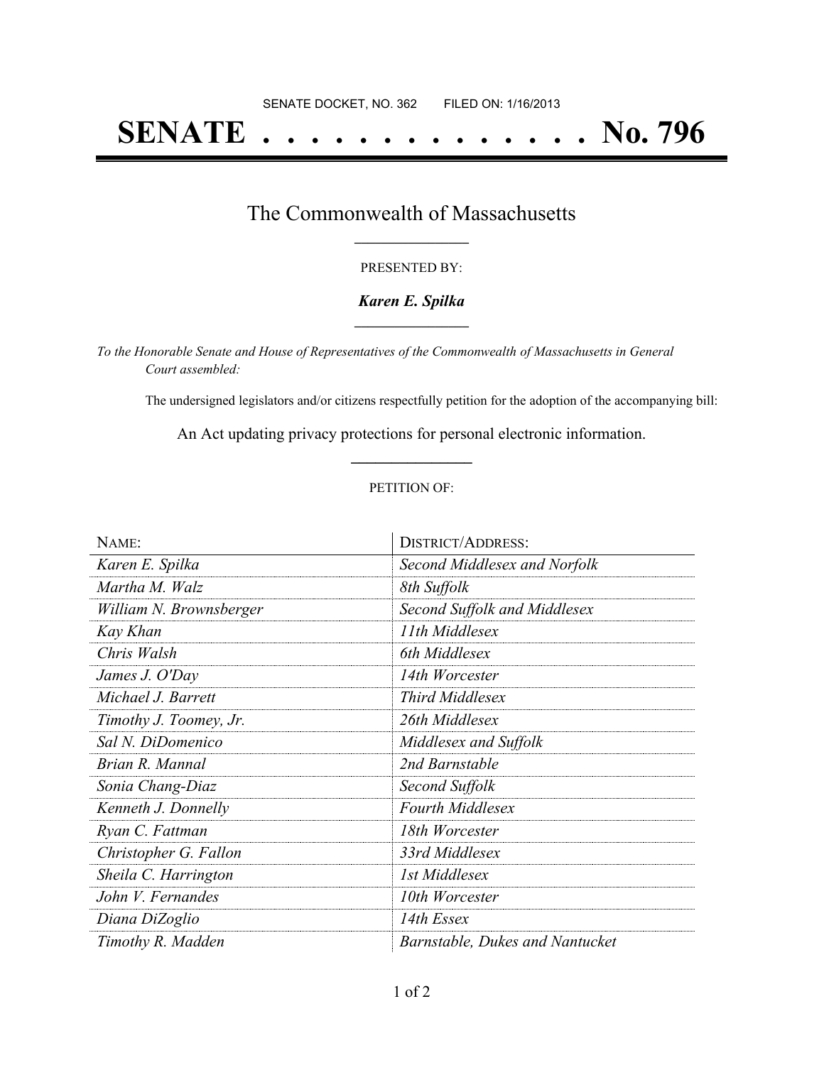SENATE DOCKET, NO. 362        FILED ON: 1/16/2013

# SENATE . . . . . . . . . . . . . . No. 796

## The Commonwealth of Massachusetts

PRESENTED BY:

***Karen E. Spilka***

*To the Honorable Senate and House of Representatives of the Commonwealth of Massachusetts in General Court assembled:*

The undersigned legislators and/or citizens respectfully petition for the adoption of the accompanying bill:

An Act updating privacy protections for personal electronic information.

PETITION OF:

| NAME: | DISTRICT/ADDRESS: |
|---|---|
| *Karen E. Spilka* | *Second Middlesex and Norfolk* |
| *Martha M. Walz* | *8th Suffolk* |
| *William N. Brownsberger* | *Second Suffolk and Middlesex* |
| *Kay Khan* | *11th Middlesex* |
| *Chris Walsh* | *6th Middlesex* |
| *James J. O'Day* | *14th Worcester* |
| *Michael J. Barrett* | *Third Middlesex* |
| *Timothy J. Toomey, Jr.* | *26th Middlesex* |
| *Sal N. DiDomenico* | *Middlesex and Suffolk* |
| *Brian R. Mannal* | *2nd Barnstable* |
| *Sonia Chang-Diaz* | *Second Suffolk* |
| *Kenneth J. Donnelly* | *Fourth Middlesex* |
| *Ryan C. Fattman* | *18th Worcester* |
| *Christopher G. Fallon* | *33rd Middlesex* |
| *Sheila C. Harrington* | *1st Middlesex* |
| *John V. Fernandes* | *10th Worcester* |
| *Diana DiZoglio* | *14th Essex* |
| *Timothy R. Madden* | *Barnstable, Dukes and Nantucket* |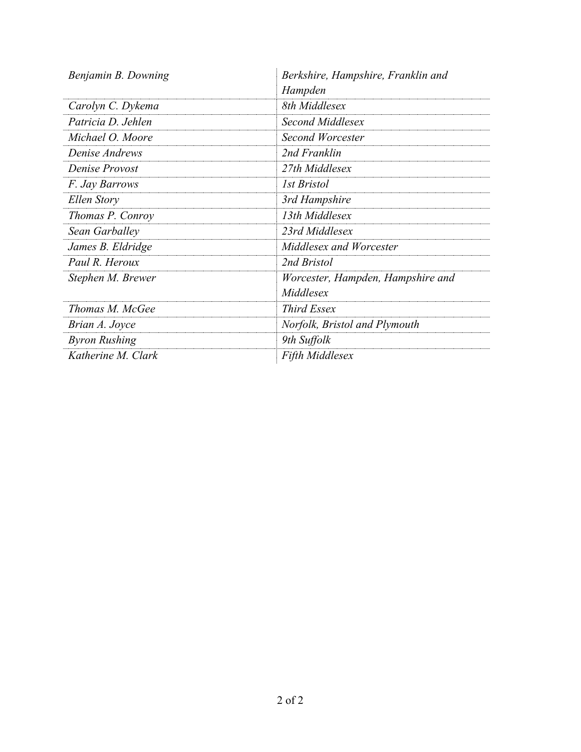| | |
|---|---|
| *Benjamin B. Downing* | *Berkshire, Hampshire, Franklin and Hampden* |
| *Carolyn C. Dykema* | *8th Middlesex* |
| *Patricia D. Jehlen* | *Second Middlesex* |
| *Michael O. Moore* | *Second Worcester* |
| *Denise Andrews* | *2nd Franklin* |
| *Denise Provost* | *27th Middlesex* |
| *F. Jay Barrows* | *1st Bristol* |
| *Ellen Story* | *3rd Hampshire* |
| *Thomas P. Conroy* | *13th Middlesex* |
| *Sean Garballey* | *23rd Middlesex* |
| *James B. Eldridge* | *Middlesex and Worcester* |
| *Paul R. Heroux* | *2nd Bristol* |
| *Stephen M. Brewer* | *Worcester, Hampden, Hampshire and Middlesex* |
| *Thomas M. McGee* | *Third Essex* |
| *Brian A. Joyce* | *Norfolk, Bristol and Plymouth* |
| *Byron Rushing* | *9th Suffolk* |
| *Katherine M. Clark* | *Fifth Middlesex* |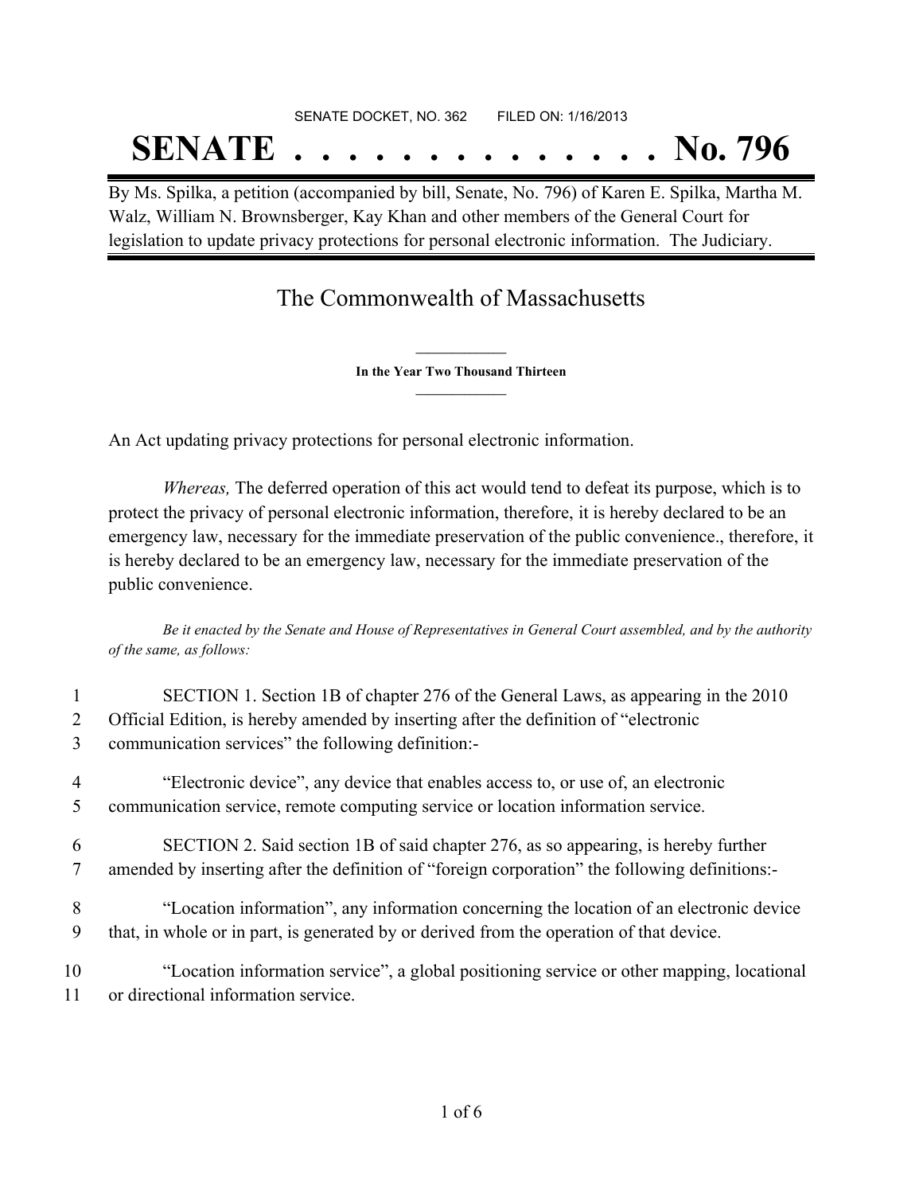SENATE DOCKET, NO. 362        FILED ON: 1/16/2013

# SENATE . . . . . . . . . . . . . . No. 796

By Ms. Spilka, a petition (accompanied by bill, Senate, No. 796) of Karen E. Spilka, Martha M. Walz, William N. Brownsberger, Kay Khan and other members of the General Court for legislation to update privacy protections for personal electronic information. The Judiciary.

## The Commonwealth of Massachusetts

**In the Year Two Thousand Thirteen**

An Act updating privacy protections for personal electronic information.

*Whereas,* The deferred operation of this act would tend to defeat its purpose, which is to protect the privacy of personal electronic information, therefore, it is hereby declared to be an emergency law, necessary for the immediate preservation of the public convenience., therefore, it is hereby declared to be an emergency law, necessary for the immediate preservation of the public convenience.

*Be it enacted by the Senate and House of Representatives in General Court assembled, and by the authority of the same, as follows:*

1 SECTION 1. Section 1B of chapter 276 of the General Laws, as appearing in the 2010
2 Official Edition, is hereby amended by inserting after the definition of "electronic
3 communication services" the following definition:-

4 "Electronic device", any device that enables access to, or use of, an electronic
5 communication service, remote computing service or location information service.

6 SECTION 2. Said section 1B of said chapter 276, as so appearing, is hereby further
7 amended by inserting after the definition of "foreign corporation" the following definitions:-

8 "Location information", any information concerning the location of an electronic device
9 that, in whole or in part, is generated by or derived from the operation of that device.

10 "Location information service", a global positioning service or other mapping, locational
11 or directional information service.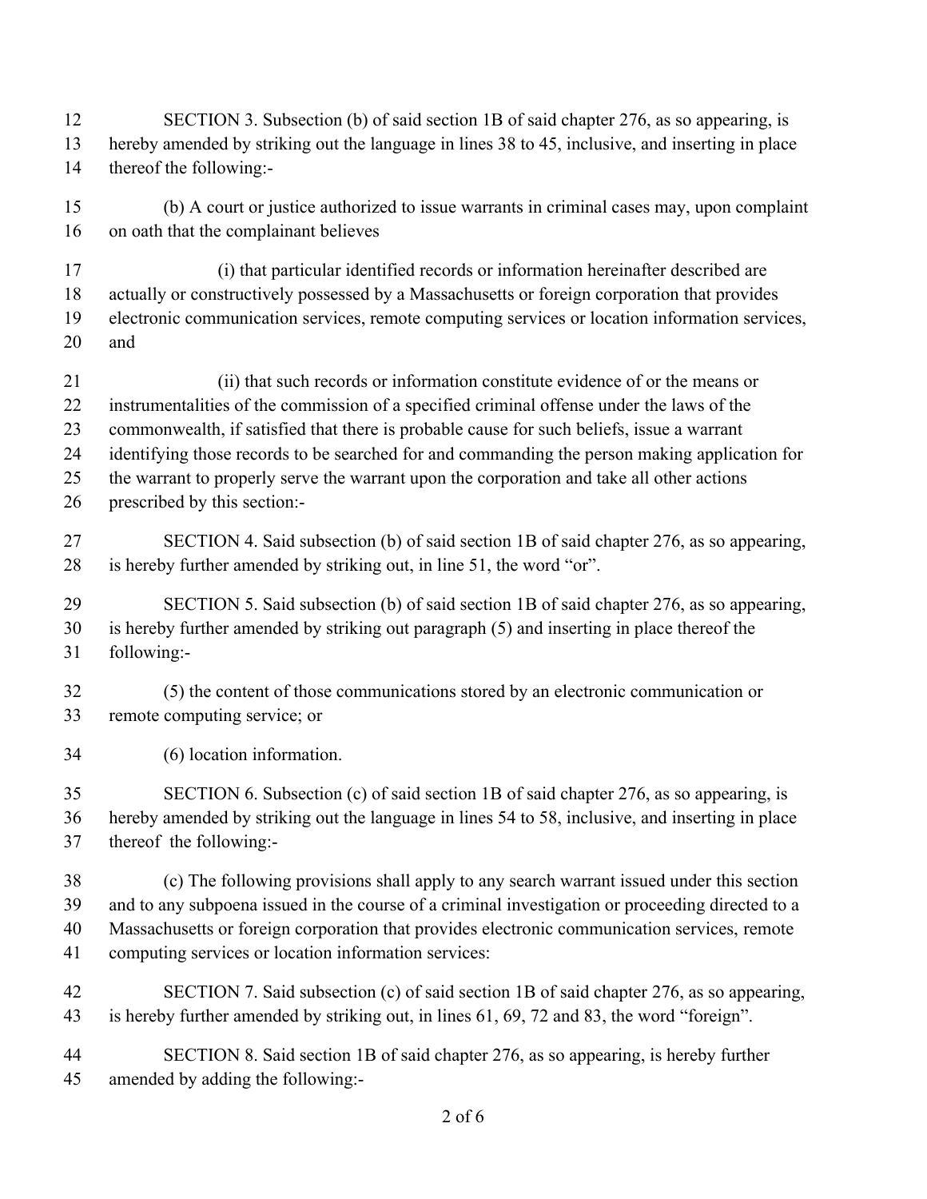SECTION 3. Subsection (b) of said section 1B of said chapter 276, as so appearing, is hereby amended by striking out the language in lines 38 to 45, inclusive, and inserting in place thereof the following:-

(b) A court or justice authorized to issue warrants in criminal cases may, upon complaint on oath that the complainant believes

(i) that particular identified records or information hereinafter described are actually or constructively possessed by a Massachusetts or foreign corporation that provides electronic communication services, remote computing services or location information services, and

(ii) that such records or information constitute evidence of or the means or instrumentalities of the commission of a specified criminal offense under the laws of the commonwealth, if satisfied that there is probable cause for such beliefs, issue a warrant identifying those records to be searched for and commanding the person making application for the warrant to properly serve the warrant upon the corporation and take all other actions prescribed by this section:-

SECTION 4. Said subsection (b) of said section 1B of said chapter 276, as so appearing, is hereby further amended by striking out, in line 51, the word "or".

SECTION 5. Said subsection (b) of said section 1B of said chapter 276, as so appearing, is hereby further amended by striking out paragraph (5) and inserting in place thereof the following:-

(5) the content of those communications stored by an electronic communication or remote computing service; or

(6) location information.

SECTION 6. Subsection (c) of said section 1B of said chapter 276, as so appearing, is hereby amended by striking out the language in lines 54 to 58, inclusive, and inserting in place thereof the following:-

(c) The following provisions shall apply to any search warrant issued under this section and to any subpoena issued in the course of a criminal investigation or proceeding directed to a Massachusetts or foreign corporation that provides electronic communication services, remote computing services or location information services:

SECTION 7. Said subsection (c) of said section 1B of said chapter 276, as so appearing, is hereby further amended by striking out, in lines 61, 69, 72 and 83, the word "foreign".

SECTION 8. Said section 1B of said chapter 276, as so appearing, is hereby further amended by adding the following:-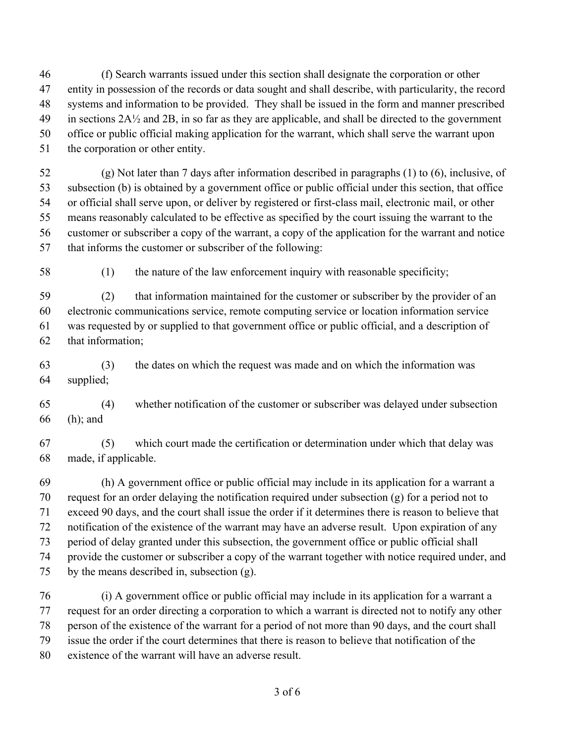(f) Search warrants issued under this section shall designate the corporation or other entity in possession of the records or data sought and shall describe, with particularity, the record systems and information to be provided. They shall be issued in the form and manner prescribed in sections 2A½ and 2B, in so far as they are applicable, and shall be directed to the government office or public official making application for the warrant, which shall serve the warrant upon the corporation or other entity.

(g) Not later than 7 days after information described in paragraphs (1) to (6), inclusive, of subsection (b) is obtained by a government office or public official under this section, that office or official shall serve upon, or deliver by registered or first-class mail, electronic mail, or other means reasonably calculated to be effective as specified by the court issuing the warrant to the customer or subscriber a copy of the warrant, a copy of the application for the warrant and notice that informs the customer or subscriber of the following:

(1) the nature of the law enforcement inquiry with reasonable specificity;

(2) that information maintained for the customer or subscriber by the provider of an electronic communications service, remote computing service or location information service was requested by or supplied to that government office or public official, and a description of that information;

(3) the dates on which the request was made and on which the information was supplied;

(4) whether notification of the customer or subscriber was delayed under subsection (h); and

(5) which court made the certification or determination under which that delay was made, if applicable.

(h) A government office or public official may include in its application for a warrant a request for an order delaying the notification required under subsection (g) for a period not to exceed 90 days, and the court shall issue the order if it determines there is reason to believe that notification of the existence of the warrant may have an adverse result. Upon expiration of any period of delay granted under this subsection, the government office or public official shall provide the customer or subscriber a copy of the warrant together with notice required under, and by the means described in, subsection (g).

(i) A government office or public official may include in its application for a warrant a request for an order directing a corporation to which a warrant is directed not to notify any other person of the existence of the warrant for a period of not more than 90 days, and the court shall issue the order if the court determines that there is reason to believe that notification of the existence of the warrant will have an adverse result.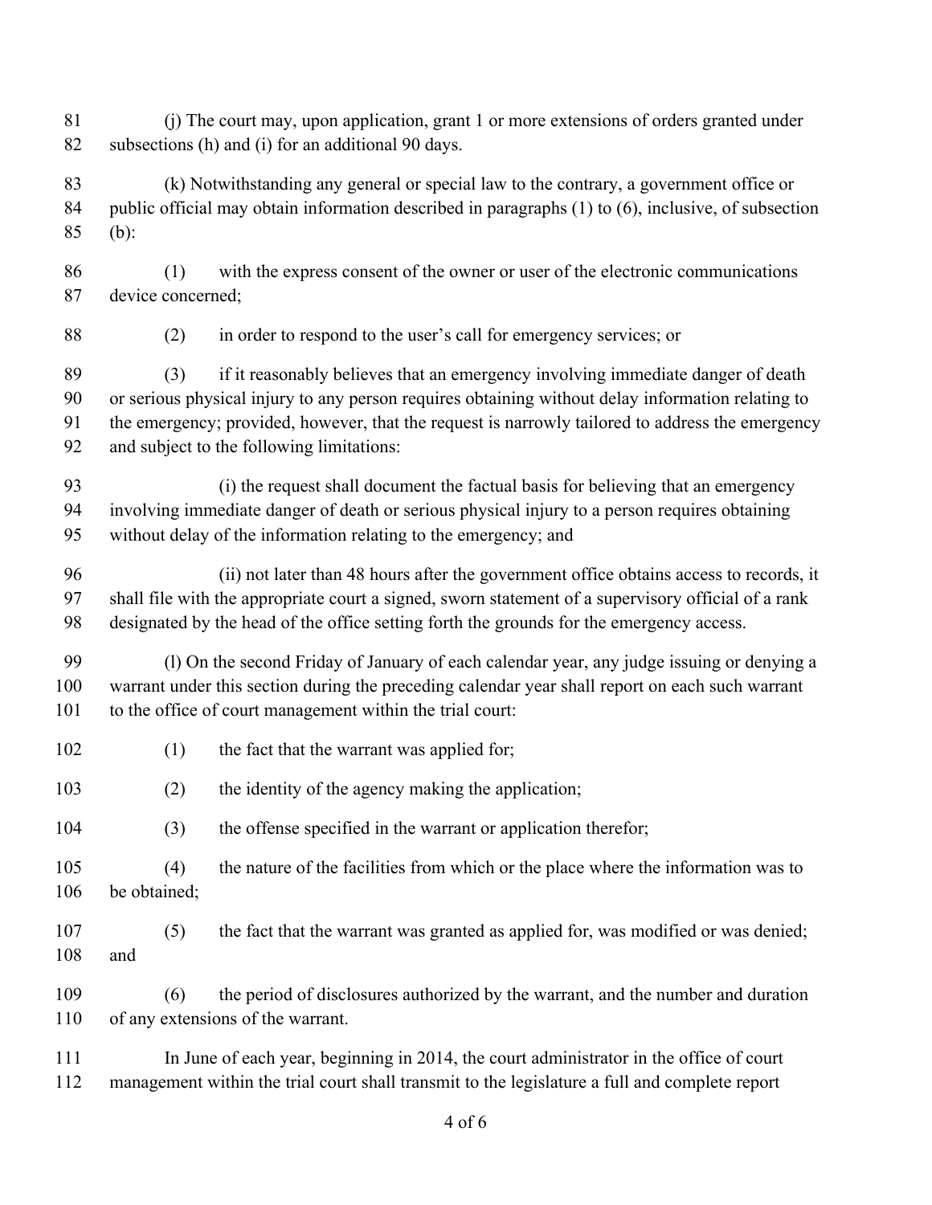(j) The court may, upon application, grant 1 or more extensions of orders granted under subsections (h) and (i) for an additional 90 days.

(k) Notwithstanding any general or special law to the contrary, a government office or public official may obtain information described in paragraphs (1) to (6), inclusive, of subsection (b):

(1) with the express consent of the owner or user of the electronic communications device concerned;

(2) in order to respond to the user's call for emergency services; or

(3) if it reasonably believes that an emergency involving immediate danger of death or serious physical injury to any person requires obtaining without delay information relating to the emergency; provided, however, that the request is narrowly tailored to address the emergency and subject to the following limitations:

(i) the request shall document the factual basis for believing that an emergency involving immediate danger of death or serious physical injury to a person requires obtaining without delay of the information relating to the emergency; and

(ii) not later than 48 hours after the government office obtains access to records, it shall file with the appropriate court a signed, sworn statement of a supervisory official of a rank designated by the head of the office setting forth the grounds for the emergency access.

(l) On the second Friday of January of each calendar year, any judge issuing or denying a warrant under this section during the preceding calendar year shall report on each such warrant to the office of court management within the trial court:

(1) the fact that the warrant was applied for;

(2) the identity of the agency making the application;

(3) the offense specified in the warrant or application therefor;

(4) the nature of the facilities from which or the place where the information was to be obtained;

(5) the fact that the warrant was granted as applied for, was modified or was denied; and

(6) the period of disclosures authorized by the warrant, and the number and duration of any extensions of the warrant.

In June of each year, beginning in 2014, the court administrator in the office of court management within the trial court shall transmit to the legislature a full and complete report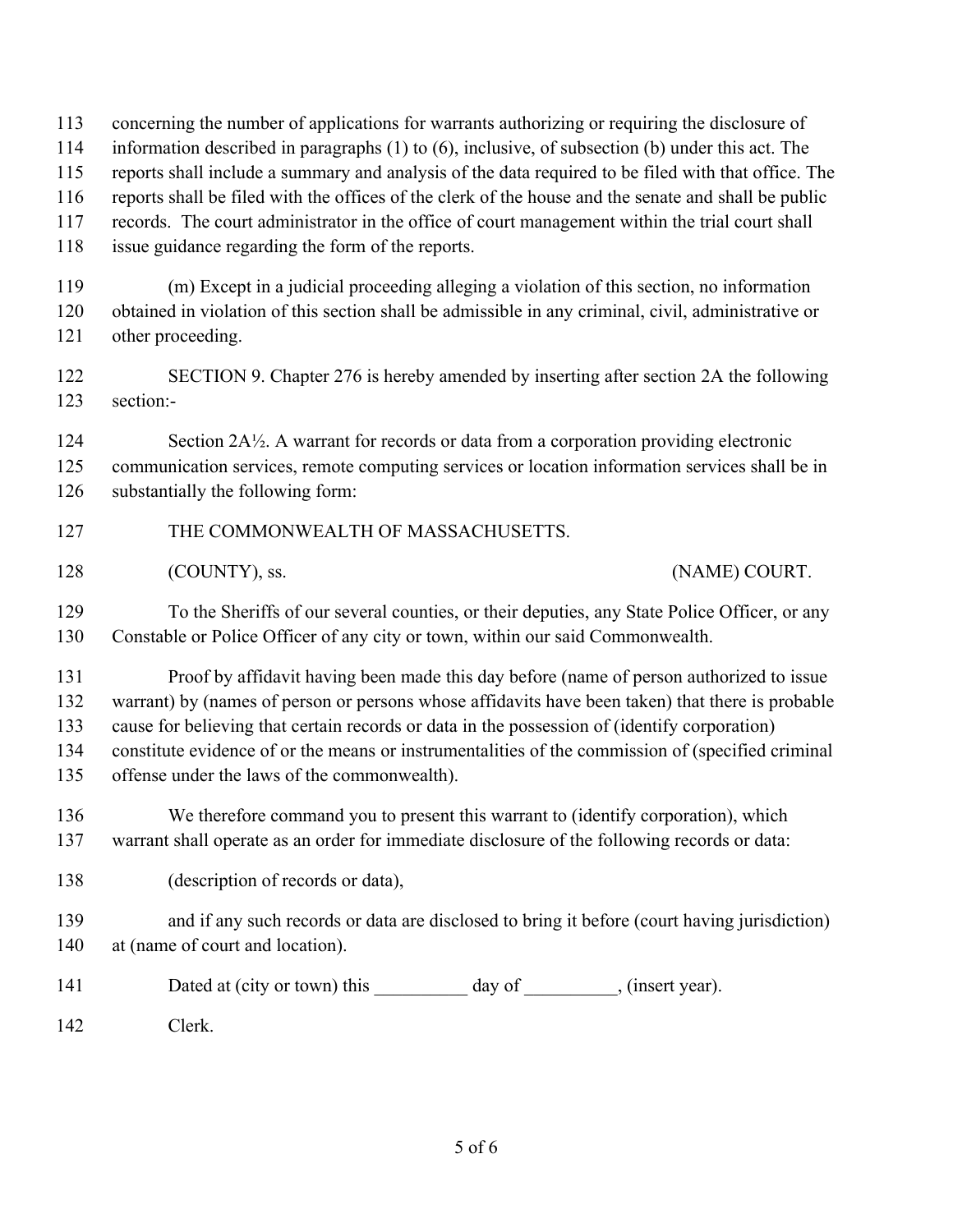concerning the number of applications for warrants authorizing or requiring the disclosure of information described in paragraphs (1) to (6), inclusive, of subsection (b) under this act. The reports shall include a summary and analysis of the data required to be filed with that office. The reports shall be filed with the offices of the clerk of the house and the senate and shall be public records. The court administrator in the office of court management within the trial court shall issue guidance regarding the form of the reports.

(m) Except in a judicial proceeding alleging a violation of this section, no information obtained in violation of this section shall be admissible in any criminal, civil, administrative or other proceeding.

SECTION 9. Chapter 276 is hereby amended by inserting after section 2A the following section:-

Section 2A½. A warrant for records or data from a corporation providing electronic communication services, remote computing services or location information services shall be in substantially the following form:

THE COMMONWEALTH OF MASSACHUSETTS.

(COUNTY), ss. (NAME) COURT.

To the Sheriffs of our several counties, or their deputies, any State Police Officer, or any Constable or Police Officer of any city or town, within our said Commonwealth.

Proof by affidavit having been made this day before (name of person authorized to issue warrant) by (names of person or persons whose affidavits have been taken) that there is probable cause for believing that certain records or data in the possession of (identify corporation) constitute evidence of or the means or instrumentalities of the commission of (specified criminal offense under the laws of the commonwealth).

We therefore command you to present this warrant to (identify corporation), which warrant shall operate as an order for immediate disclosure of the following records or data:

(description of records or data),

and if any such records or data are disclosed to bring it before (court having jurisdiction) at (name of court and location).

Dated at (city or town) this __________ day of __________, (insert year).

Clerk.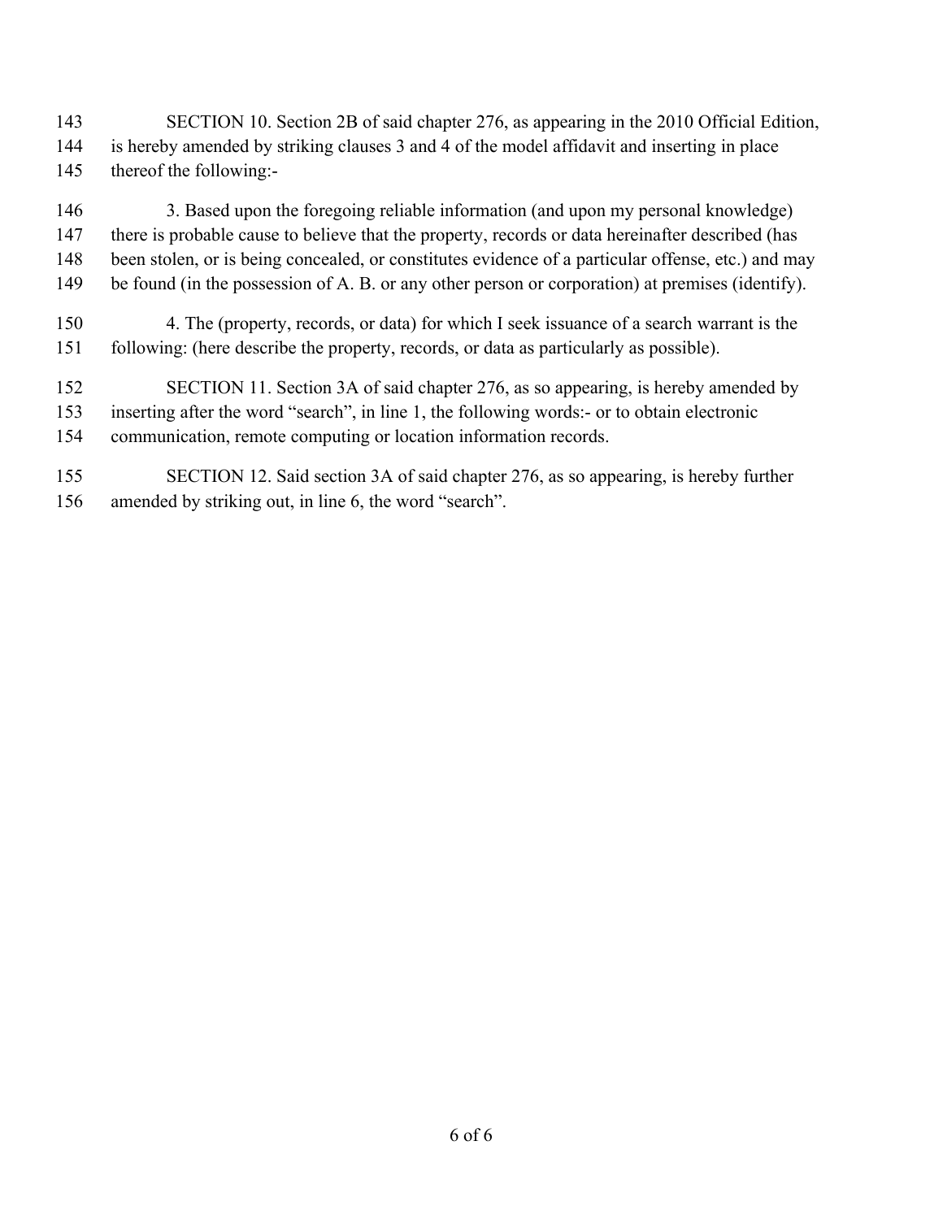SECTION 10. Section 2B of said chapter 276, as appearing in the 2010 Official Edition, is hereby amended by striking clauses 3 and 4 of the model affidavit and inserting in place thereof the following:-

3. Based upon the foregoing reliable information (and upon my personal knowledge) there is probable cause to believe that the property, records or data hereinafter described (has been stolen, or is being concealed, or constitutes evidence of a particular offense, etc.) and may be found (in the possession of A. B. or any other person or corporation) at premises (identify).

4. The (property, records, or data) for which I seek issuance of a search warrant is the following: (here describe the property, records, or data as particularly as possible).

SECTION 11. Section 3A of said chapter 276, as so appearing, is hereby amended by inserting after the word "search", in line 1, the following words:- or to obtain electronic communication, remote computing or location information records.

SECTION 12. Said section 3A of said chapter 276, as so appearing, is hereby further amended by striking out, in line 6, the word "search".